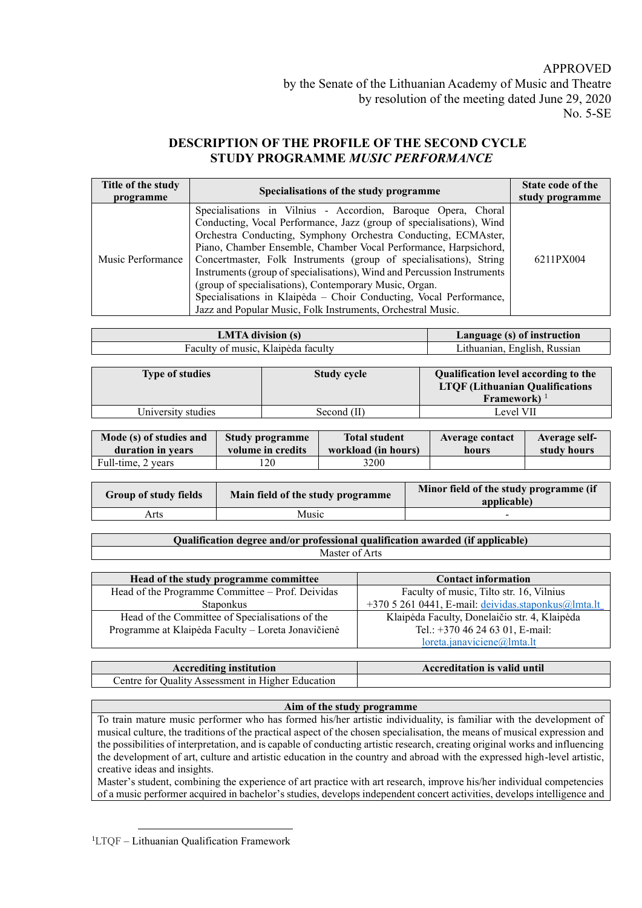APPROVED
by the Senate of the Lithuanian Academy of Music and Theatre
by resolution of the meeting dated June 29, 2020
No. 5-SE

# DESCRIPTION OF THE PROFILE OF THE SECOND CYCLE STUDY PROGRAMME *MUSIC PERFORMANCE*

| Title of the study programme | Specialisations of the study programme | State code of the study programme |
|---|---|---|
| Music Performance | Specialisations in Vilnius - Accordion, Baroque Opera, Choral Conducting, Vocal Performance, Jazz (group of specialisations), Wind Orchestra Conducting, Symphony Orchestra Conducting, ECMAster, Piano, Chamber Ensemble, Chamber Vocal Performance, Harpsichord, Concertmaster, Folk Instruments (group of specialisations), String Instruments (group of specialisations), Wind and Percussion Instruments (group of specialisations), Contemporary Music, Organ.<br>Specialisations in Klaipėda – Choir Conducting, Vocal Performance, Jazz and Popular Music, Folk Instruments, Orchestral Music. | 6211PX004 |

| LMTA division (s) | Language (s) of instruction |
|---|---|
| Faculty of music, Klaipėda faculty | Lithuanian, English, Russian |

| Type of studies | Study cycle | Qualification level according to the LTQF (Lithuanian Qualifications Framework) [1] |
|---|---|---|
| University studies | Second (II) | Level VII |

| Mode (s) of studies and duration in years | Study programme volume in credits | Total student workload (in hours) | Average contact hours | Average self-study hours |
|---|---|---|---|---|
| Full-time, 2 years | 120 | 3200 | | |

| Group of study fields | Main field of the study programme | Minor field of the study programme (if applicable) |
|---|---|---|
| Arts | Music | - |

| Qualification degree and/or professional qualification awarded (if applicable) |
|---|
| Master of Arts |

| Head of the study programme committee | Contact information |
|---|---|
| Head of the Programme Committee – Prof. Deividas Staponkus | Faculty of music, Tilto str. 16, Vilnius<br>+370 5 261 0441, E-mail: deividas.staponkus@lmta.lt |
| Head of the Committee of Specialisations of the Programme at Klaipėda Faculty – Loreta Jonavičienė | Klaipėda Faculty, Donelaičio str. 4, Klaipėda<br>Tel.: +370 46 24 63 01, E-mail:<br>loreta.janaviciene@lmta.lt |

| Accrediting institution | Accreditation is valid until |
|---|---|
| Centre for Quality Assessment in Higher Education | |

| Aim of the study programme |
|---|
| To train mature music performer who has formed his/her artistic individuality, is familiar with the development of musical culture, the traditions of the practical aspect of the chosen specialisation, the means of musical expression and the possibilities of interpretation, and is capable of conducting artistic research, creating original works and influencing the development of art, culture and artistic education in the country and abroad with the expressed high-level artistic, creative ideas and insights.<br>Master's student, combining the experience of art practice with art research, improve his/her individual competencies of a music performer acquired in bachelor's studies, develops independent concert activities, develops intelligence and |

[1]LTQF – Lithuanian Qualification Framework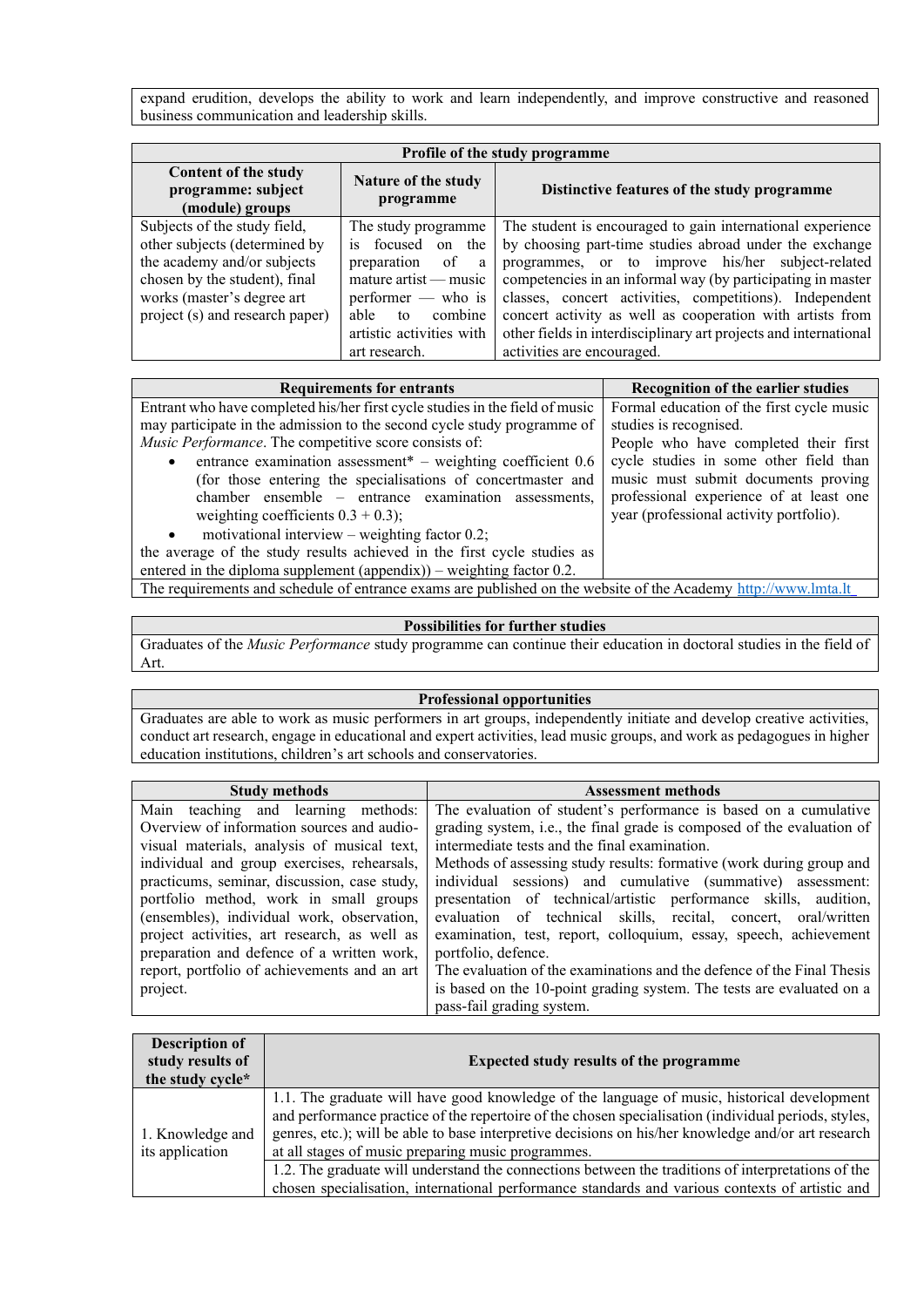| expand erudition, develops the ability to work and learn independently, and improve constructive and reasoned business communication and leadership skills. |
|---|

| Profile of the study programme | | |
|---|---|---|
| **Content of the study programme: subject (module) groups** | **Nature of the study programme** | **Distinctive features of the study programme** |
| Subjects of the study field, other subjects (determined by the academy and/or subjects chosen by the student), final works (master's degree art project (s) and research paper) | The study programme is focused on the preparation of a mature artist — music performer — who is able to combine artistic activities with art research. | The student is encouraged to gain international experience by choosing part-time studies abroad under the exchange programmes, or to improve his/her subject-related competencies in an informal way (by participating in master classes, concert activities, competitions). Independent concert activity as well as cooperation with artists from other fields in interdisciplinary art projects and international activities are encouraged. |

| Requirements for entrants | Recognition of the earlier studies |
|---|---|
| Entrant who have completed his/her first cycle studies in the field of music may participate in the admission to the second cycle study programme of *Music Performance*. The competitive score consists of:<br>• entrance examination assessment* – weighting coefficient 0.6 (for those entering the specialisations of concertmaster and chamber ensemble – entrance examination assessments, weighting coefficients 0.3 + 0.3);<br>• motivational interview – weighting factor 0.2;<br>the average of the study results achieved in the first cycle studies as entered in the diploma supplement (appendix)) – weighting factor 0.2. | Formal education of the first cycle music studies is recognised.<br>People who have completed their first cycle studies in some other field than music must submit documents proving professional experience of at least one year (professional activity portfolio). |
| The requirements and schedule of entrance exams are published on the website of the Academy http://www.lmta.lt | |

| Possibilities for further studies |
|---|
| Graduates of the *Music Performance* study programme can continue their education in doctoral studies in the field of Art. |

| Professional opportunities |
|---|
| Graduates are able to work as music performers in art groups, independently initiate and develop creative activities, conduct art research, engage in educational and expert activities, lead music groups, and work as pedagogues in higher education institutions, children's art schools and conservatories. |

| Study methods | Assessment methods |
|---|---|
| Main teaching and learning methods: Overview of information sources and audio-visual materials, analysis of musical text, individual and group exercises, rehearsals, practicums, seminar, discussion, case study, portfolio method, work in small groups (ensembles), individual work, observation, project activities, art research, as well as preparation and defence of a written work, report, portfolio of achievements and an art project. | The evaluation of student's performance is based on a cumulative grading system, i.e., the final grade is composed of the evaluation of intermediate tests and the final examination.<br>Methods of assessing study results: formative (work during group and individual sessions) and cumulative (summative) assessment: presentation of technical/artistic performance skills, audition, evaluation of technical skills, recital, concert, oral/written examination, test, report, colloquium, essay, speech, achievement portfolio, defence.<br>The evaluation of the examinations and the defence of the Final Thesis is based on the 10-point grading system. The tests are evaluated on a pass-fail grading system. |

| Description of study results of the study cycle* | Expected study results of the programme |
|---|---|
| 1. Knowledge and its application | 1.1. The graduate will have good knowledge of the language of music, historical development and performance practice of the repertoire of the chosen specialisation (individual periods, styles, genres, etc.); will be able to base interpretive decisions on his/her knowledge and/or art research at all stages of music preparing music programmes. |
| | 1.2. The graduate will understand the connections between the traditions of interpretations of the chosen specialisation, international performance standards and various contexts of artistic and |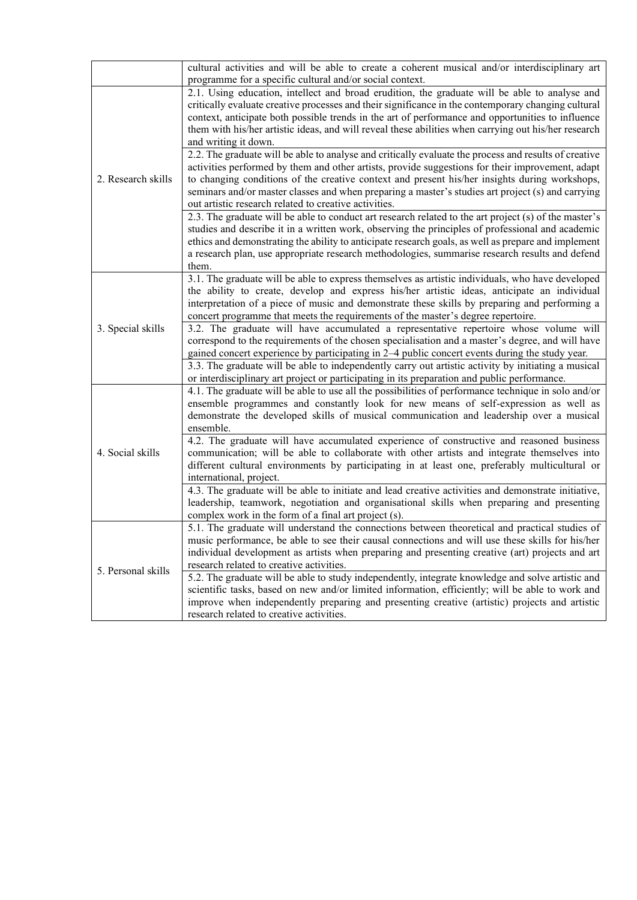| | |
|---|---|
| | cultural activities and will be able to create a coherent musical and/or interdisciplinary art programme for a specific cultural and/or social context. |
| 2. Research skills | 2.1. Using education, intellect and broad erudition, the graduate will be able to analyse and critically evaluate creative processes and their significance in the contemporary changing cultural context, anticipate both possible trends in the art of performance and opportunities to influence them with his/her artistic ideas, and will reveal these abilities when carrying out his/her research and writing it down. |
| | 2.2. The graduate will be able to analyse and critically evaluate the process and results of creative activities performed by them and other artists, provide suggestions for their improvement, adapt to changing conditions of the creative context and present his/her insights during workshops, seminars and/or master classes and when preparing a master's studies art project (s) and carrying out artistic research related to creative activities. |
| | 2.3. The graduate will be able to conduct art research related to the art project (s) of the master's studies and describe it in a written work, observing the principles of professional and academic ethics and demonstrating the ability to anticipate research goals, as well as prepare and implement a research plan, use appropriate research methodologies, summarise research results and defend them. |
| 3. Special skills | 3.1. The graduate will be able to express themselves as artistic individuals, who have developed the ability to create, develop and express his/her artistic ideas, anticipate an individual interpretation of a piece of music and demonstrate these skills by preparing and performing a concert programme that meets the requirements of the master's degree repertoire. |
| | 3.2. The graduate will have accumulated a representative repertoire whose volume will correspond to the requirements of the chosen specialisation and a master's degree, and will have gained concert experience by participating in 2–4 public concert events during the study year. |
| | 3.3. The graduate will be able to independently carry out artistic activity by initiating a musical or interdisciplinary art project or participating in its preparation and public performance. |
| 4. Social skills | 4.1. The graduate will be able to use all the possibilities of performance technique in solo and/or ensemble programmes and constantly look for new means of self-expression as well as demonstrate the developed skills of musical communication and leadership over a musical ensemble. |
| | 4.2. The graduate will have accumulated experience of constructive and reasoned business communication; will be able to collaborate with other artists and integrate themselves into different cultural environments by participating in at least one, preferably multicultural or international, project. |
| | 4.3. The graduate will be able to initiate and lead creative activities and demonstrate initiative, leadership, teamwork, negotiation and organisational skills when preparing and presenting complex work in the form of a final art project (s). |
| 5. Personal skills | 5.1. The graduate will understand the connections between theoretical and practical studies of music performance, be able to see their causal connections and will use these skills for his/her individual development as artists when preparing and presenting creative (art) projects and art research related to creative activities. |
| | 5.2. The graduate will be able to study independently, integrate knowledge and solve artistic and scientific tasks, based on new and/or limited information, efficiently; will be able to work and improve when independently preparing and presenting creative (artistic) projects and artistic research related to creative activities. |